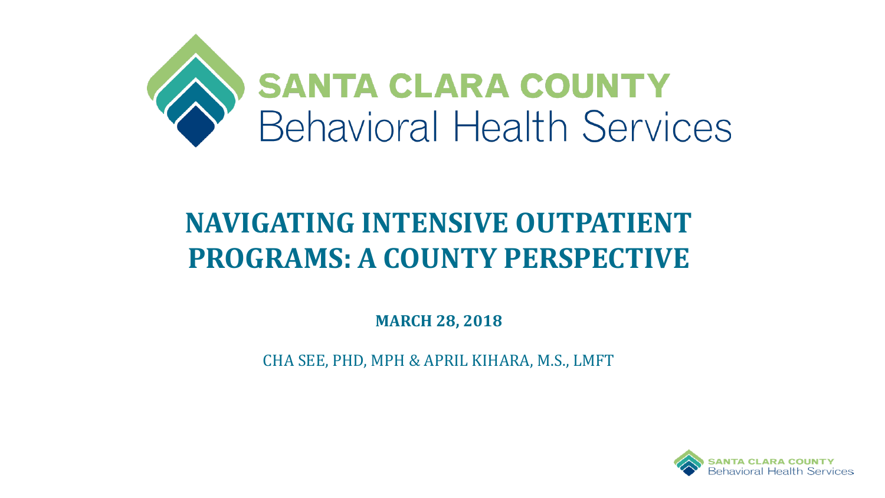# SANTA CLARA COUNTY
Behavioral Health Services

# NAVIGATING INTENSIVE OUTPATIENT PROGRAMS: A COUNTY PERSPECTIVE

**MARCH 28, 2018**

CHA SEE, PHD, MPH & APRIL KIHARA, M.S., LMFT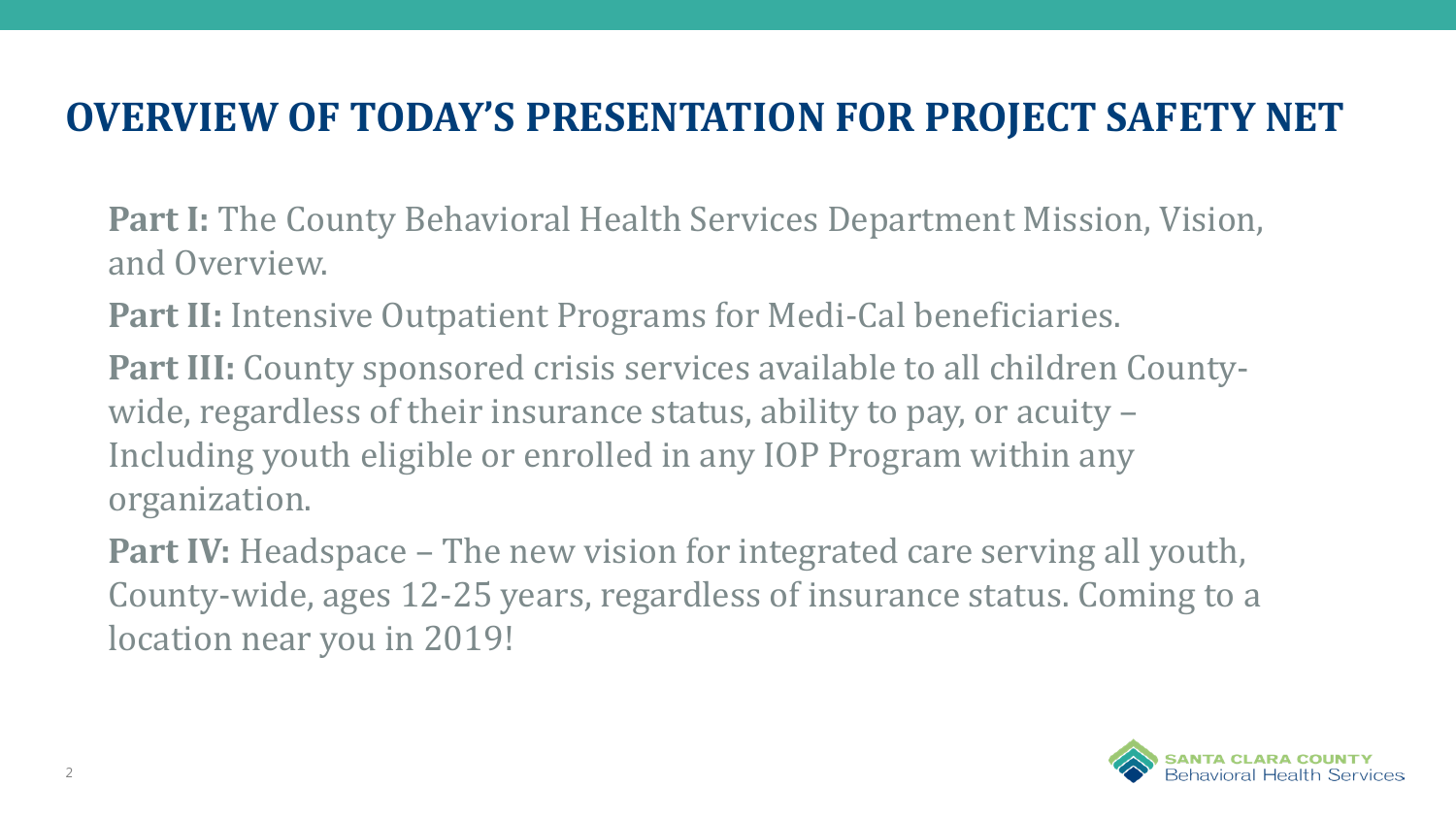# OVERVIEW OF TODAY'S PRESENTATION FOR PROJECT SAFETY NET

**Part I:** The County Behavioral Health Services Department Mission, Vision, and Overview.

**Part II:** Intensive Outpatient Programs for Medi-Cal beneficiaries.

**Part III:** County sponsored crisis services available to all children County-wide, regardless of their insurance status, ability to pay, or acuity – Including youth eligible or enrolled in any IOP Program within any organization.

**Part IV:** Headspace – The new vision for integrated care serving all youth, County-wide, ages 12-25 years, regardless of insurance status. Coming to a location near you in 2019!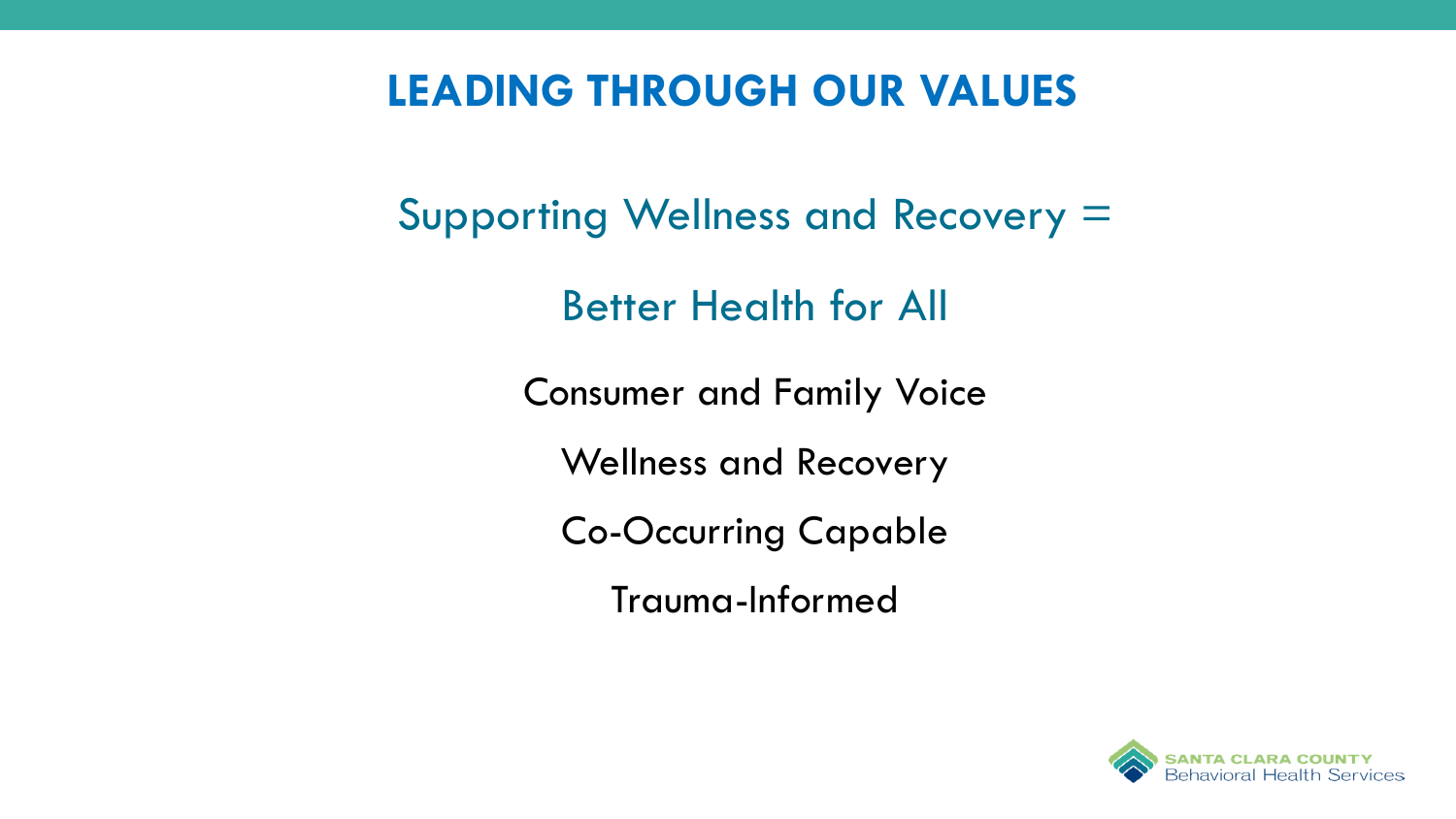# LEADING THROUGH OUR VALUES

## Supporting Wellness and Recovery =

## Better Health for All

Consumer and Family Voice

Wellness and Recovery

Co-Occurring Capable

Trauma-Informed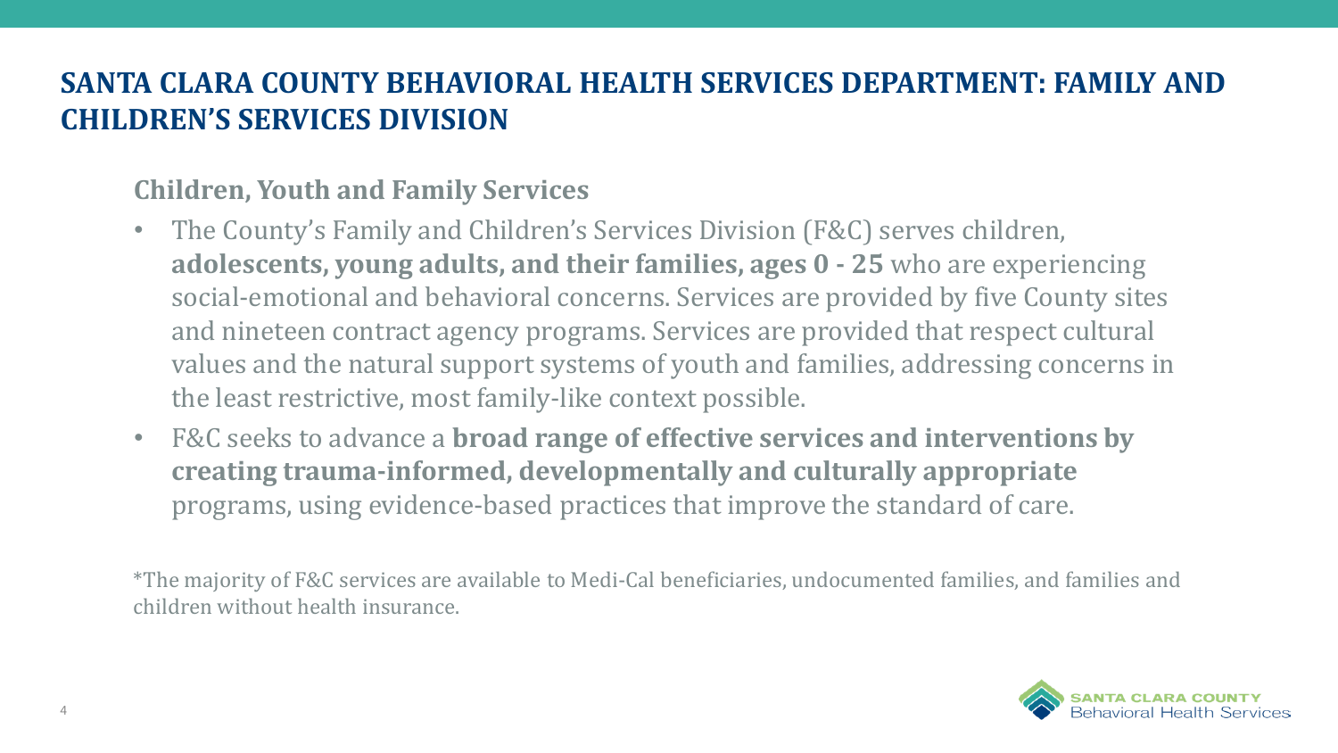# SANTA CLARA COUNTY BEHAVIORAL HEALTH SERVICES DEPARTMENT: FAMILY AND CHILDREN'S SERVICES DIVISION

## Children, Youth and Family Services

- The County's Family and Children's Services Division (F&C) serves children, **adolescents, young adults, and their families, ages 0 - 25** who are experiencing social-emotional and behavioral concerns. Services are provided by five County sites and nineteen contract agency programs. Services are provided that respect cultural values and the natural support systems of youth and families, addressing concerns in the least restrictive, most family-like context possible.
- F&C seeks to advance a **broad range of effective services and interventions by creating trauma-informed, developmentally and culturally appropriate** programs, using evidence-based practices that improve the standard of care.

*The majority of F&C services are available to Medi-Cal beneficiaries, undocumented families, and families and children without health insurance.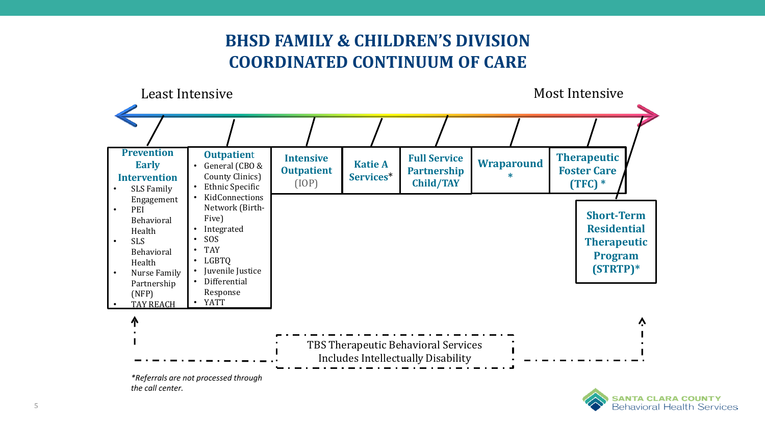# BHSD FAMILY & CHILDREN'S DIVISION COORDINATED CONTINUUM OF CARE

Least Intensive → Most Intensive

**Prevention Early Intervention**
- SLS Family Engagement
- PEI Behavioral Health
- SLS Behavioral Health
- Nurse Family Partnership (NFP)
- TAY REACH

**Outpatient**
- General (CBO & County Clinics)
- Ethnic Specific
- KidConnections Network (Birth-Five)
- Integrated
- SOS
- TAY
- LGBTQ
- Juvenile Justice
- Differential Response
- YATT

**Intensive Outpatient** (IOP)

**Katie A Services***

**Full Service Partnership Child/TAY**

**Wraparound** *

**Therapeutic Foster Care (TFC)** *

**Short-Term Residential Therapeutic Program (STRTP)***

TBS Therapeutic Behavioral Services
Includes Intellectually Disability

*\*Referrals are not processed through the call center.*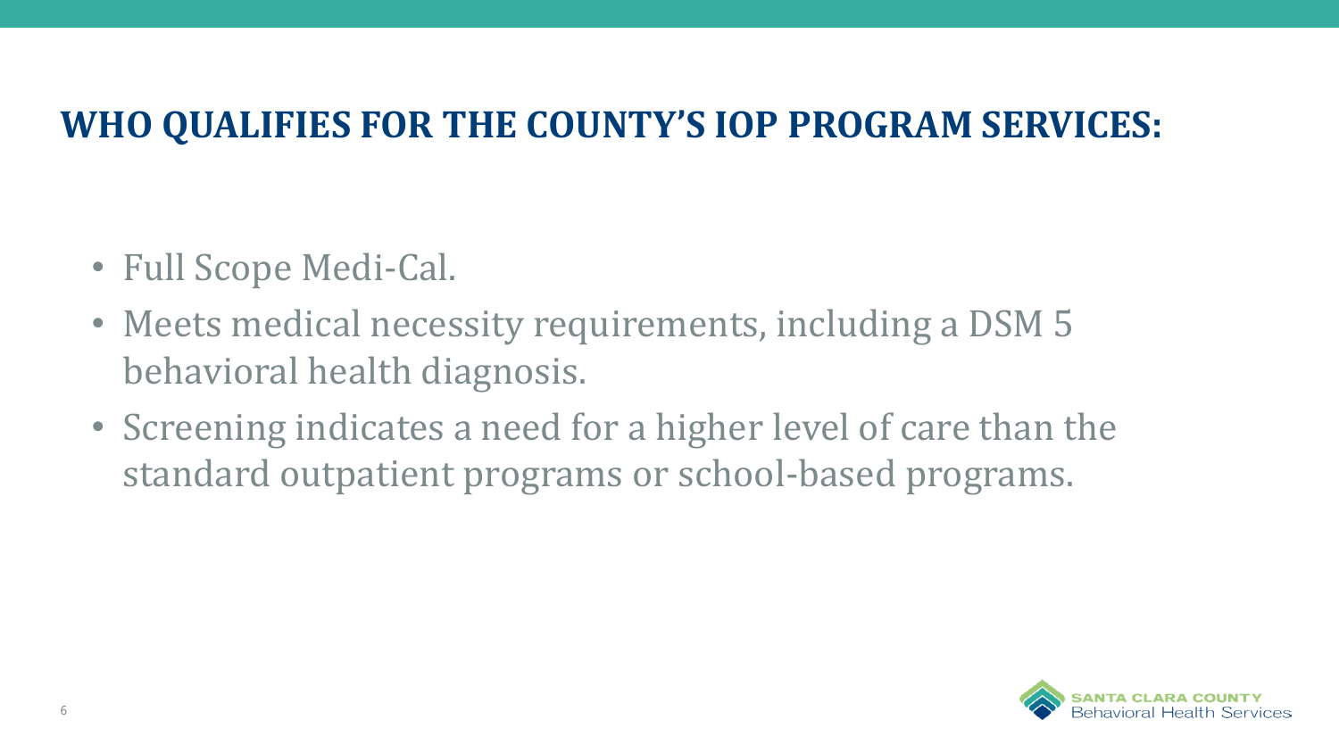## WHO QUALIFIES FOR THE COUNTY'S IOP PROGRAM SERVICES:

- Full Scope Medi-Cal.
- Meets medical necessity requirements, including a DSM 5 behavioral health diagnosis.
- Screening indicates a need for a higher level of care than the standard outpatient programs or school-based programs.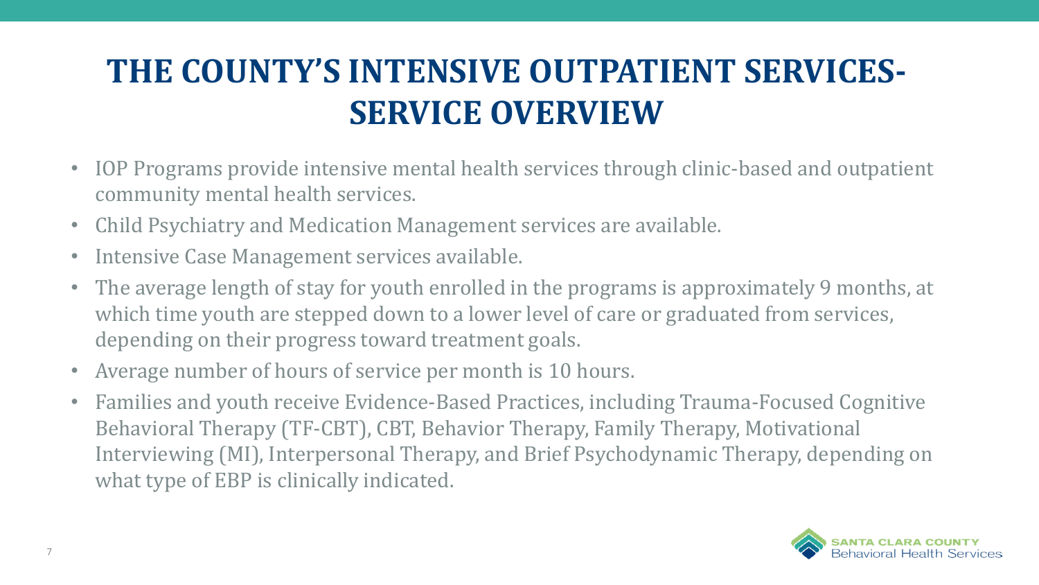# THE COUNTY'S INTENSIVE OUTPATIENT SERVICES- SERVICE OVERVIEW

- IOP Programs provide intensive mental health services through clinic-based and outpatient community mental health services.
- Child Psychiatry and Medication Management services are available.
- Intensive Case Management services available.
- The average length of stay for youth enrolled in the programs is approximately 9 months, at which time youth are stepped down to a lower level of care or graduated from services, depending on their progress toward treatment goals.
- Average number of hours of service per month is 10 hours.
- Families and youth receive Evidence-Based Practices, including Trauma-Focused Cognitive Behavioral Therapy (TF-CBT), CBT, Behavior Therapy, Family Therapy, Motivational Interviewing (MI), Interpersonal Therapy, and Brief Psychodynamic Therapy, depending on what type of EBP is clinically indicated.

SANTA CLARA COUNTY Behavioral Health Services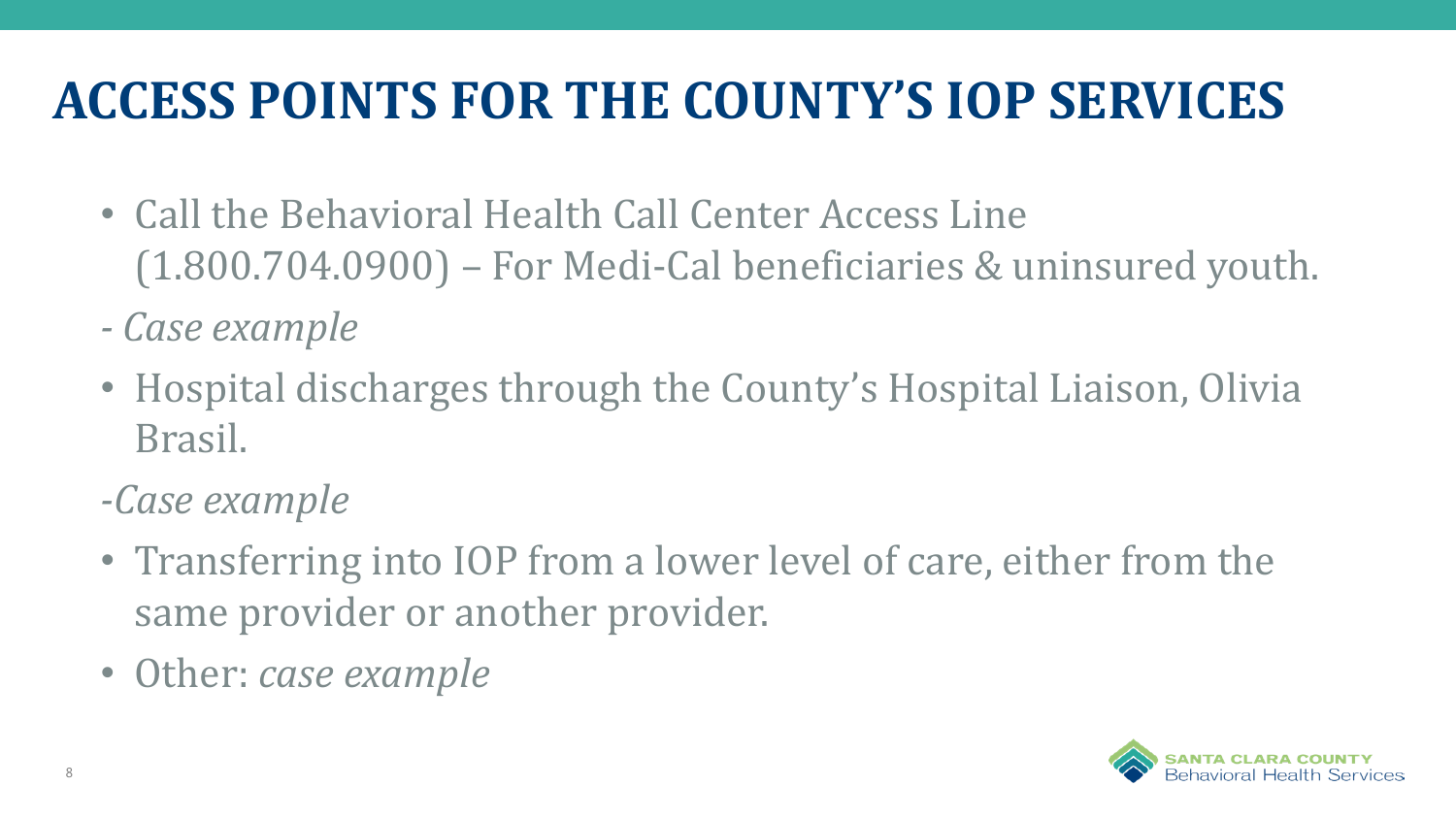# ACCESS POINTS FOR THE COUNTY'S IOP SERVICES

- Call the Behavioral Health Call Center Access Line (1.800.704.0900) – For Medi-Cal beneficiaries & uninsured youth.

- *Case example*

- Hospital discharges through the County's Hospital Liaison, Olivia Brasil.

-*Case example*

- Transferring into IOP from a lower level of care, either from the same provider or another provider.
- Other: *case example*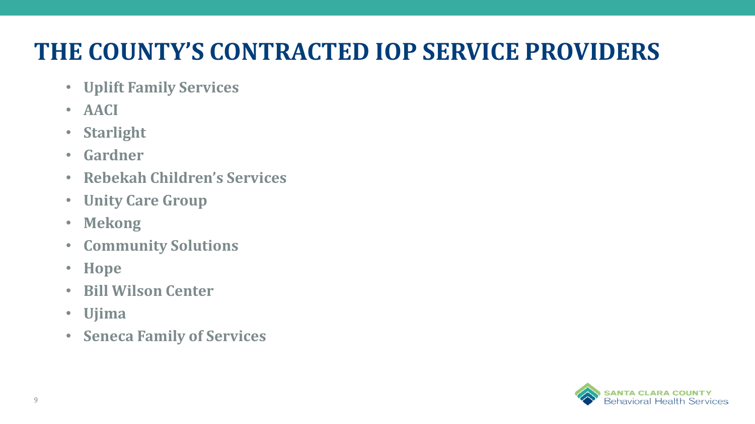# THE COUNTY'S CONTRACTED IOP SERVICE PROVIDERS

- **Uplift Family Services**
- **AACI**
- **Starlight**
- **Gardner**
- **Rebekah Children's Services**
- **Unity Care Group**
- **Mekong**
- **Community Solutions**
- **Hope**
- **Bill Wilson Center**
- **Ujima**
- **Seneca Family of Services**

SANTA CLARA COUNTY
Behavioral Health Services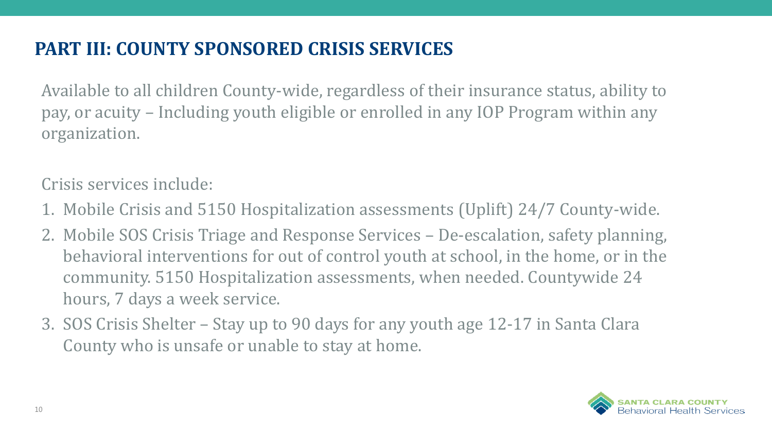## PART III: COUNTY SPONSORED CRISIS SERVICES

Available to all children County-wide, regardless of their insurance status, ability to pay, or acuity – Including youth eligible or enrolled in any IOP Program within any organization.

Crisis services include:

1. Mobile Crisis and 5150 Hospitalization assessments (Uplift) 24/7 County-wide.
2. Mobile SOS Crisis Triage and Response Services – De-escalation, safety planning, behavioral interventions for out of control youth at school, in the home, or in the community. 5150 Hospitalization assessments, when needed. Countywide 24 hours, 7 days a week service.
3. SOS Crisis Shelter – Stay up to 90 days for any youth age 12-17 in Santa Clara County who is unsafe or unable to stay at home.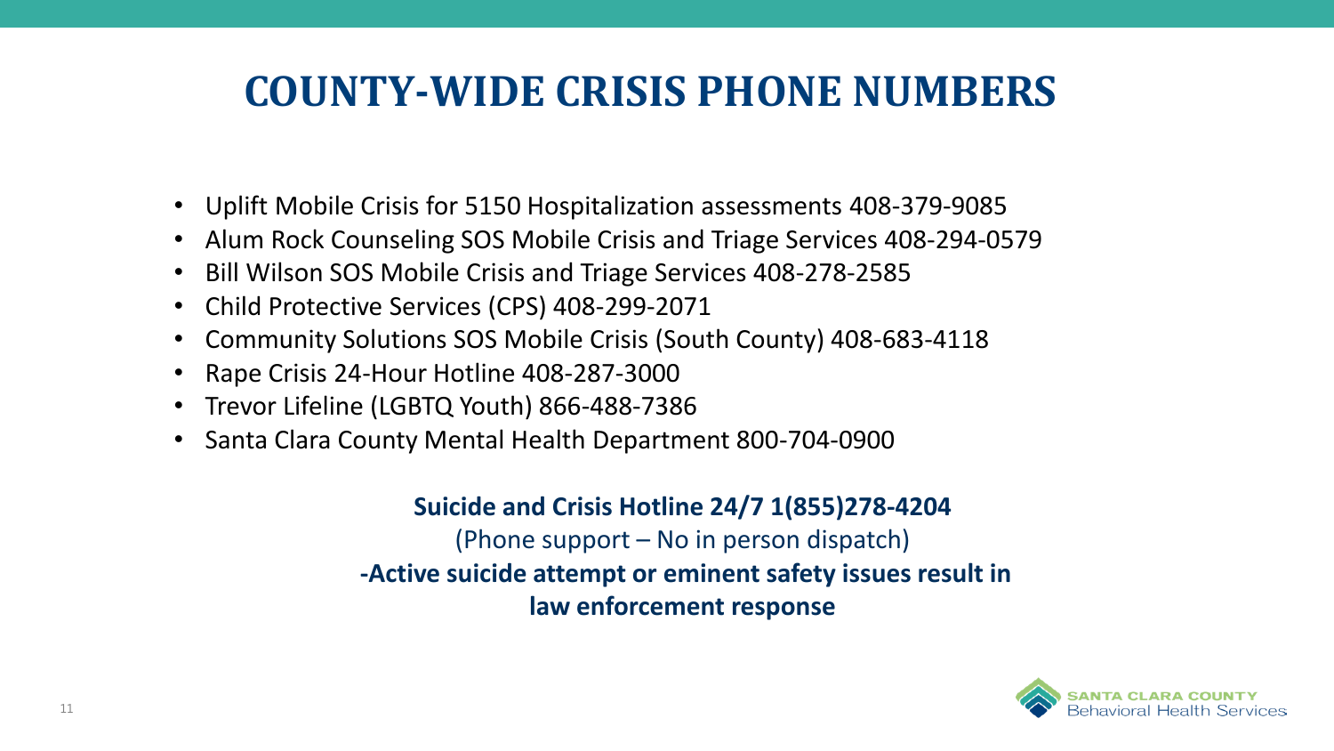# COUNTY-WIDE CRISIS PHONE NUMBERS

- Uplift Mobile Crisis for 5150 Hospitalization assessments 408-379-9085
- Alum Rock Counseling SOS Mobile Crisis and Triage Services 408-294-0579
- Bill Wilson SOS Mobile Crisis and Triage Services 408-278-2585
- Child Protective Services (CPS) 408-299-2071
- Community Solutions SOS Mobile Crisis (South County) 408-683-4118
- Rape Crisis 24-Hour Hotline 408-287-3000
- Trevor Lifeline (LGBTQ Youth) 866-488-7386
- Santa Clara County Mental Health Department 800-704-0900

**Suicide and Crisis Hotline 24/7 1(855)278-4204**

(Phone support – No in person dispatch)

**-Active suicide attempt or eminent safety issues result in law enforcement response**

SANTA CLARA COUNTY Behavioral Health Services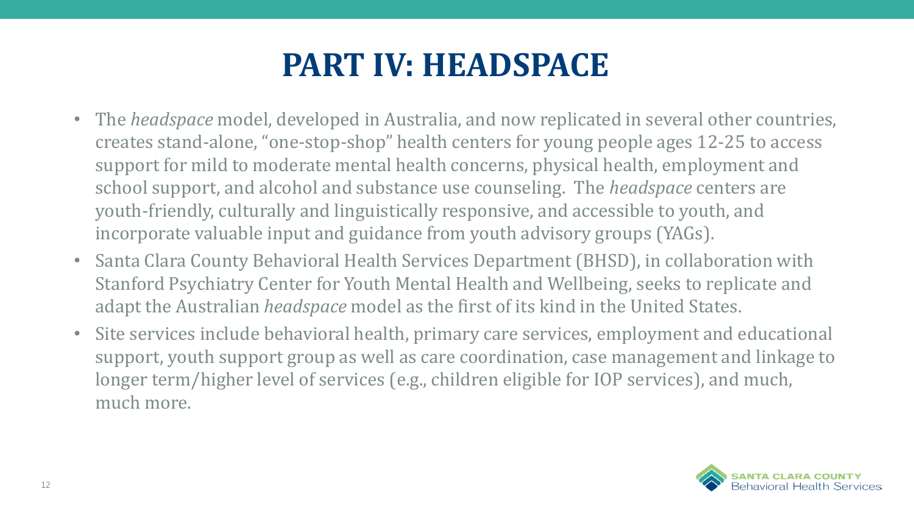# PART IV: HEADSPACE

- The *headspace* model, developed in Australia, and now replicated in several other countries, creates stand-alone, "one-stop-shop" health centers for young people ages 12-25 to access support for mild to moderate mental health concerns, physical health, employment and school support, and alcohol and substance use counseling. The *headspace* centers are youth-friendly, culturally and linguistically responsive, and accessible to youth, and incorporate valuable input and guidance from youth advisory groups (YAGs).
- Santa Clara County Behavioral Health Services Department (BHSD), in collaboration with Stanford Psychiatry Center for Youth Mental Health and Wellbeing, seeks to replicate and adapt the Australian *headspace* model as the first of its kind in the United States.
- Site services include behavioral health, primary care services, employment and educational support, youth support group as well as care coordination, case management and linkage to longer term/higher level of services (e.g., children eligible for IOP services), and much, much more.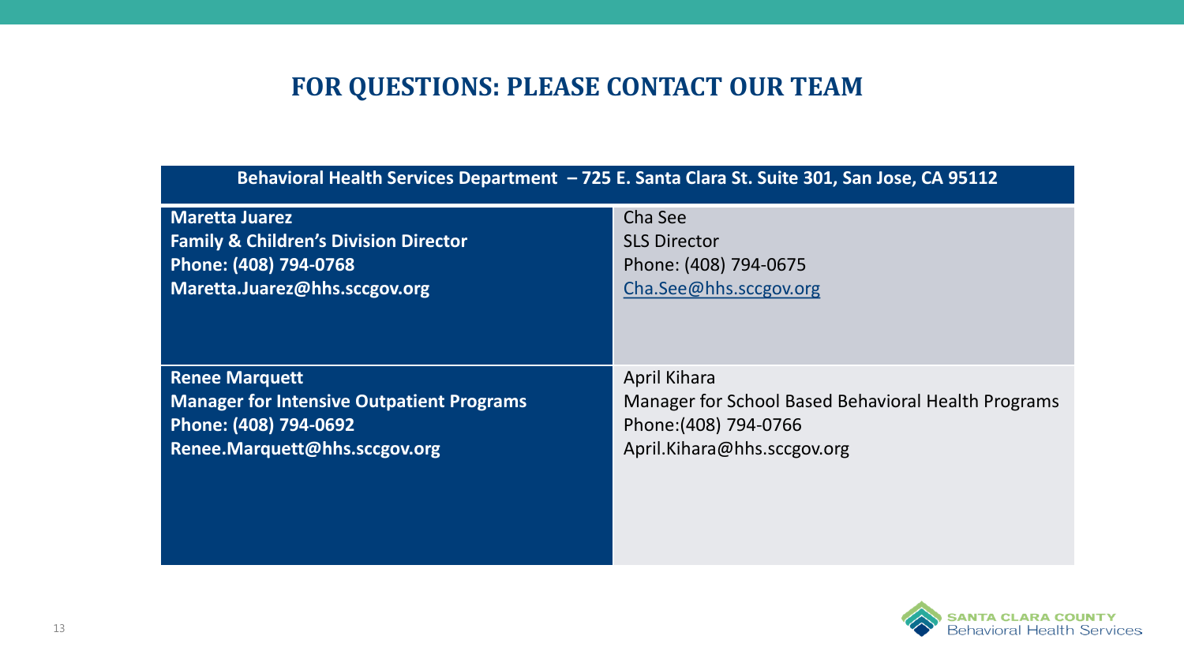# FOR QUESTIONS: PLEASE CONTACT OUR TEAM

| Behavioral Health Services Department – 725 E. Santa Clara St. Suite 301, San Jose, CA 95112 | |
|---|---|
| **Maretta Juarez**<br>**Family & Children's Division Director**<br>**Phone: (408) 794-0768**<br>**Maretta.Juarez@hhs.sccgov.org** | Cha See<br>SLS Director<br>Phone: (408) 794-0675<br>Cha.See@hhs.sccgov.org |
| **Renee Marquett**<br>**Manager for Intensive Outpatient Programs**<br>**Phone: (408) 794-0692**<br>**Renee.Marquett@hhs.sccgov.org** | April Kihara<br>Manager for School Based Behavioral Health Programs<br>Phone:(408) 794-0766<br>April.Kihara@hhs.sccgov.org |

SANTA CLARA COUNTY Behavioral Health Services